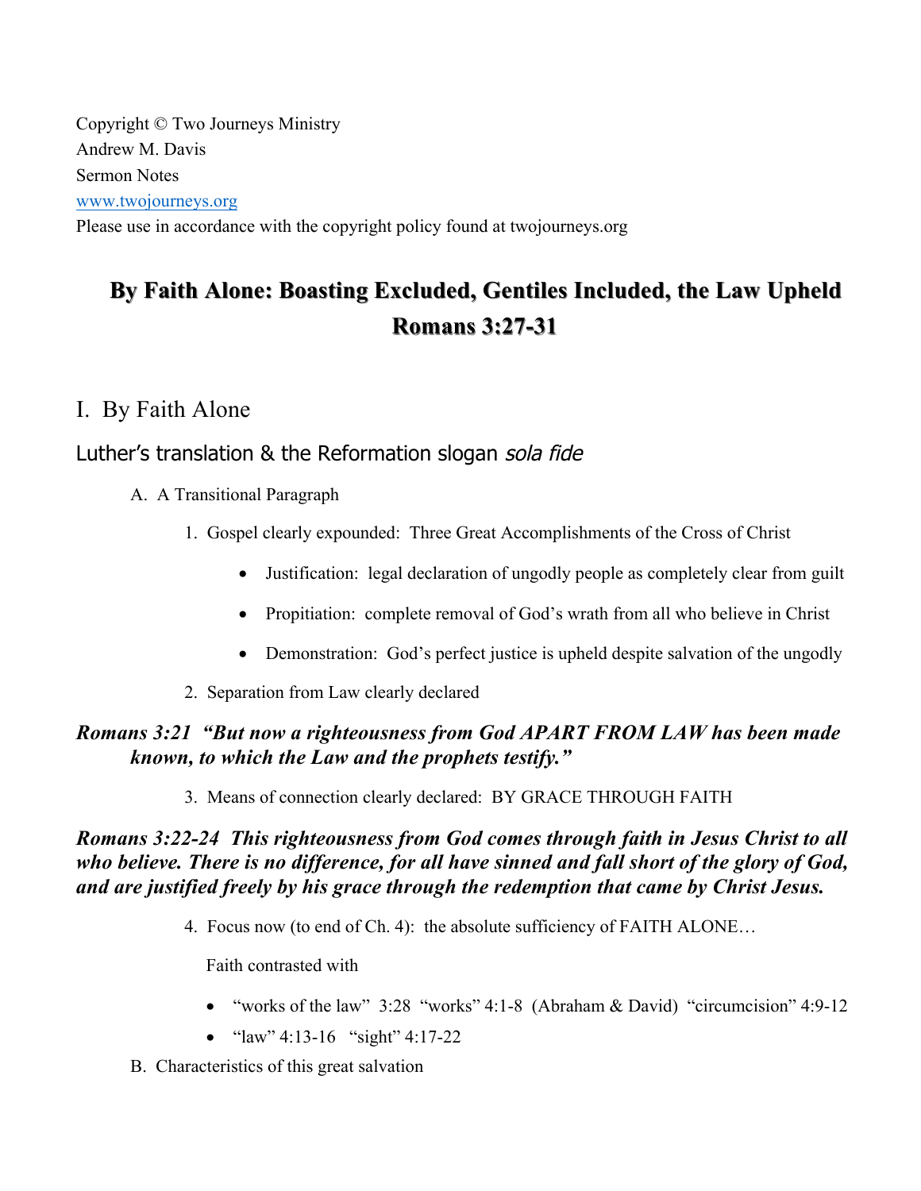Copyright © Two Journeys Ministry
Andrew M. Davis
Sermon Notes
[www.twojourneys.org](http://www.twojourneys.org)
Please use in accordance with the copyright policy found at twojourneys.org

# By Faith Alone: Boasting Excluded, Gentiles Included, the Law Upheld
# Romans 3:27-31

## I. By Faith Alone

### Luther's translation & the Reformation slogan *sola fide*

A. A Transitional Paragraph

1. Gospel clearly expounded: Three Great Accomplishments of the Cross of Christ
   - Justification: legal declaration of ungodly people as completely clear from guilt
   - Propitiation: complete removal of God's wrath from all who believe in Christ
   - Demonstration: God's perfect justice is upheld despite salvation of the ungodly
2. Separation from Law clearly declared

***Romans 3:21 "But now a righteousness from God APART FROM LAW has been made known, to which the Law and the prophets testify."***

3. Means of connection clearly declared: BY GRACE THROUGH FAITH

***Romans 3:22-24 This righteousness from God comes through faith in Jesus Christ to all who believe. There is no difference, for all have sinned and fall short of the glory of God, and are justified freely by his grace through the redemption that came by Christ Jesus.***

4. Focus now (to end of Ch. 4): the absolute sufficiency of FAITH ALONE…

   Faith contrasted with

   - "works of the law" 3:28 "works" 4:1-8 (Abraham & David) "circumcision" 4:9-12
   - "law" 4:13-16 "sight" 4:17-22

B. Characteristics of this great salvation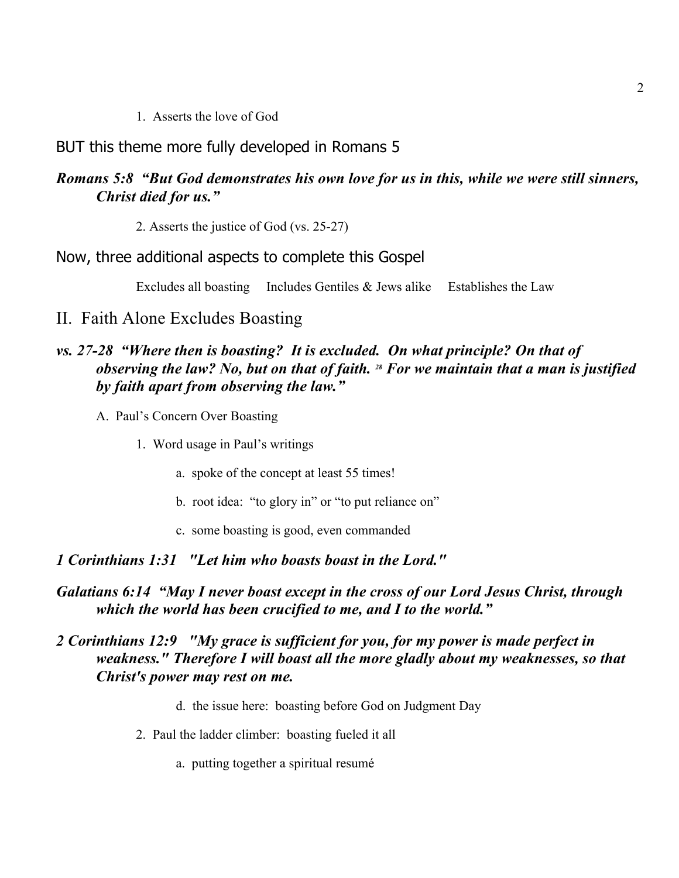1. Asserts the love of God

BUT this theme more fully developed in Romans 5

***Romans 5:8 "But God demonstrates his own love for us in this, while we were still sinners, Christ died for us."***

2. Asserts the justice of God (vs. 25-27)

Now, three additional aspects to complete this Gospel

Excludes all boasting     Includes Gentiles & Jews alike     Establishes the Law

## II. Faith Alone Excludes Boasting

***vs. 27-28 "Where then is boasting? It is excluded. On what principle? On that of observing the law? No, but on that of faith. [28] For we maintain that a man is justified by faith apart from observing the law."***

A. Paul's Concern Over Boasting

1. Word usage in Paul's writings

   a. spoke of the concept at least 55 times!

   b. root idea: "to glory in" or "to put reliance on"

   c. some boasting is good, even commanded

***1 Corinthians 1:31 "Let him who boasts boast in the Lord."***

***Galatians 6:14 "May I never boast except in the cross of our Lord Jesus Christ, through which the world has been crucified to me, and I to the world."***

***2 Corinthians 12:9 "My grace is sufficient for you, for my power is made perfect in weakness." Therefore I will boast all the more gladly about my weaknesses, so that Christ's power may rest on me.***

   d. the issue here: boasting before God on Judgment Day

2. Paul the ladder climber: boasting fueled it all

   a. putting together a spiritual resumé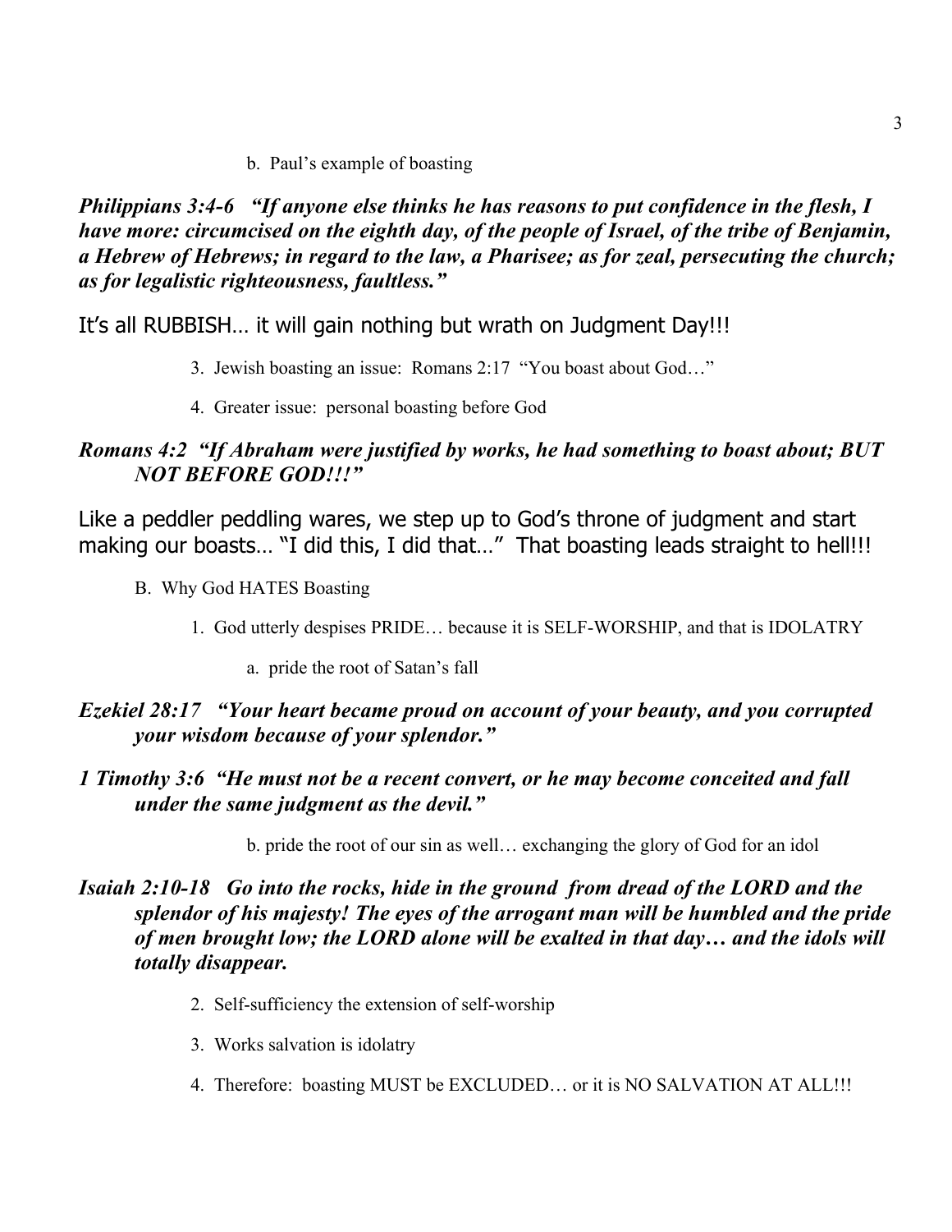b. Paul's example of boasting

***Philippians 3:4-6 "If anyone else thinks he has reasons to put confidence in the flesh, I have more: circumcised on the eighth day, of the people of Israel, of the tribe of Benjamin, a Hebrew of Hebrews; in regard to the law, a Pharisee; as for zeal, persecuting the church; as for legalistic righteousness, faultless."***

It's all RUBBISH… it will gain nothing but wrath on Judgment Day!!!

3. Jewish boasting an issue: Romans 2:17 "You boast about God…"

4. Greater issue: personal boasting before God

***Romans 4:2 "If Abraham were justified by works, he had something to boast about; BUT NOT BEFORE GOD!!!"***

Like a peddler peddling wares, we step up to God's throne of judgment and start making our boasts… "I did this, I did that…" That boasting leads straight to hell!!!

B. Why God HATES Boasting

1. God utterly despises PRIDE… because it is SELF-WORSHIP, and that is IDOLATRY

a. pride the root of Satan's fall

***Ezekiel 28:17 "Your heart became proud on account of your beauty, and you corrupted your wisdom because of your splendor."***

***1 Timothy 3:6 "He must not be a recent convert, or he may become conceited and fall under the same judgment as the devil."***

b. pride the root of our sin as well… exchanging the glory of God for an idol

***Isaiah 2:10-18 Go into the rocks, hide in the ground from dread of the LORD and the splendor of his majesty! The eyes of the arrogant man will be humbled and the pride of men brought low; the LORD alone will be exalted in that day… and the idols will totally disappear.***

2. Self-sufficiency the extension of self-worship

3. Works salvation is idolatry

4. Therefore: boasting MUST be EXCLUDED… or it is NO SALVATION AT ALL!!!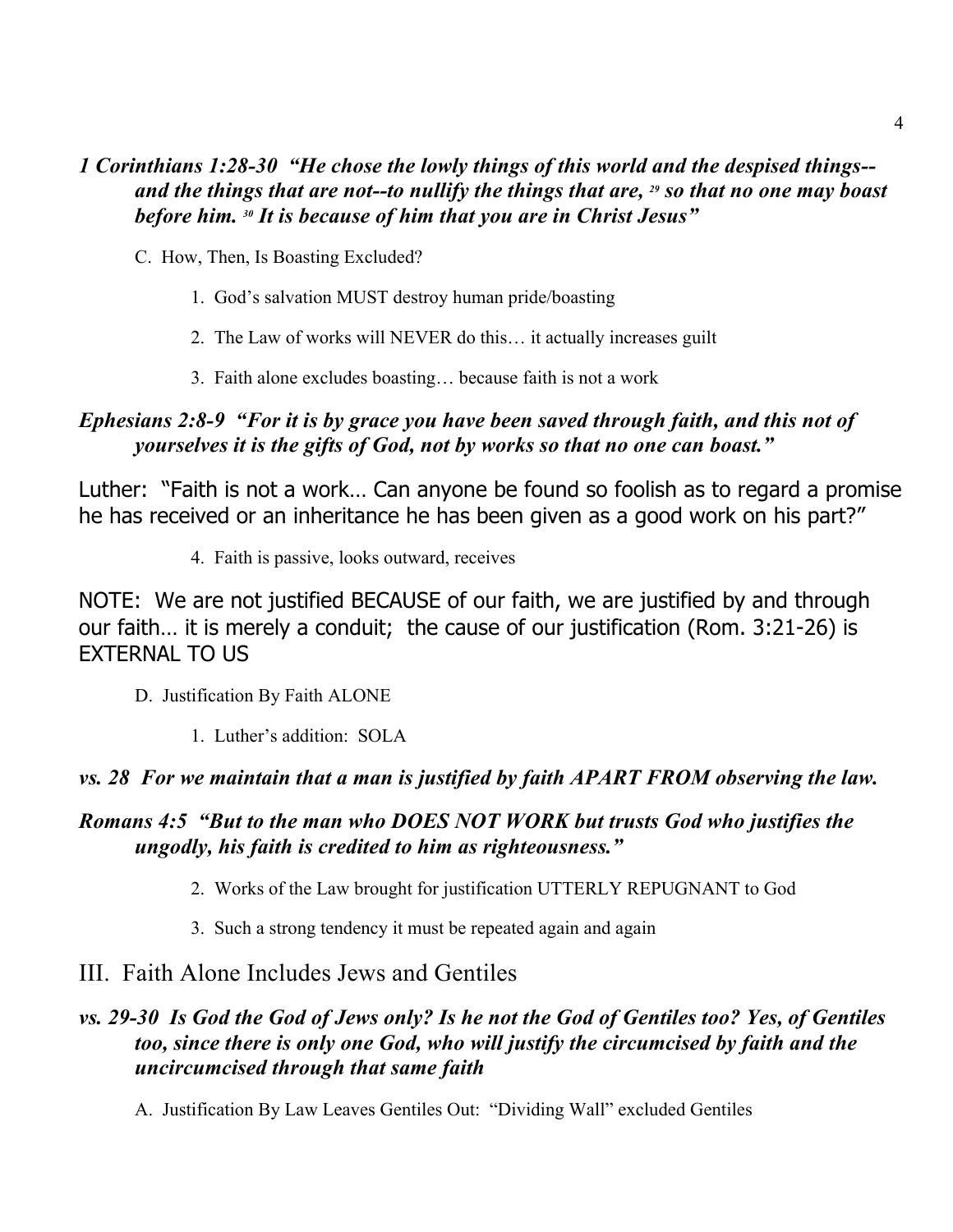***1 Corinthians 1:28-30 "He chose the lowly things of this world and the despised things--and the things that are not--to nullify the things that are, [29] so that no one may boast before him. [30] It is because of him that you are in Christ Jesus"***

C. How, Then, Is Boasting Excluded?

1. God's salvation MUST destroy human pride/boasting
2. The Law of works will NEVER do this… it actually increases guilt
3. Faith alone excludes boasting… because faith is not a work

***Ephesians 2:8-9 "For it is by grace you have been saved through faith, and this not of yourselves it is the gifts of God, not by works so that no one can boast."***

Luther: "Faith is not a work… Can anyone be found so foolish as to regard a promise he has received or an inheritance he has been given as a good work on his part?"

4. Faith is passive, looks outward, receives

NOTE: We are not justified BECAUSE of our faith, we are justified by and through our faith… it is merely a conduit; the cause of our justification (Rom. 3:21-26) is EXTERNAL TO US

D. Justification By Faith ALONE

1. Luther's addition: SOLA

***vs. 28 For we maintain that a man is justified by faith APART FROM observing the law.***

***Romans 4:5 "But to the man who DOES NOT WORK but trusts God who justifies the ungodly, his faith is credited to him as righteousness."***

2. Works of the Law brought for justification UTTERLY REPUGNANT to God
3. Such a strong tendency it must be repeated again and again

## III. Faith Alone Includes Jews and Gentiles

***vs. 29-30 Is God the God of Jews only? Is he not the God of Gentiles too? Yes, of Gentiles too, since there is only one God, who will justify the circumcised by faith and the uncircumcised through that same faith***

A. Justification By Law Leaves Gentiles Out: "Dividing Wall" excluded Gentiles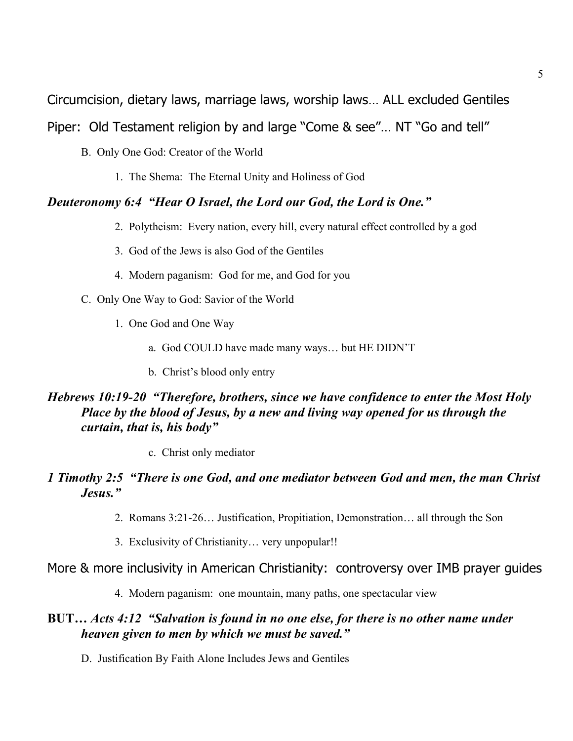Circumcision, dietary laws, marriage laws, worship laws… ALL excluded Gentiles

Piper: Old Testament religion by and large "Come & see"… NT "Go and tell"

B. Only One God: Creator of the World

1. The Shema: The Eternal Unity and Holiness of God

***Deuteronomy 6:4 "Hear O Israel, the Lord our God, the Lord is One."***

2. Polytheism: Every nation, every hill, every natural effect controlled by a god

3. God of the Jews is also God of the Gentiles

4. Modern paganism: God for me, and God for you

C. Only One Way to God: Savior of the World

1. One God and One Way

a. God COULD have made many ways… but HE DIDN'T

b. Christ's blood only entry

***Hebrews 10:19-20 "Therefore, brothers, since we have confidence to enter the Most Holy Place by the blood of Jesus, by a new and living way opened for us through the curtain, that is, his body"***

c. Christ only mediator

***1 Timothy 2:5 "There is one God, and one mediator between God and men, the man Christ Jesus."***

2. Romans 3:21-26… Justification, Propitiation, Demonstration… all through the Son

3. Exclusivity of Christianity… very unpopular!!

More & more inclusivity in American Christianity: controversy over IMB prayer guides

4. Modern paganism: one mountain, many paths, one spectacular view

**BUT…** ***Acts 4:12 "Salvation is found in no one else, for there is no other name under heaven given to men by which we must be saved."***

D. Justification By Faith Alone Includes Jews and Gentiles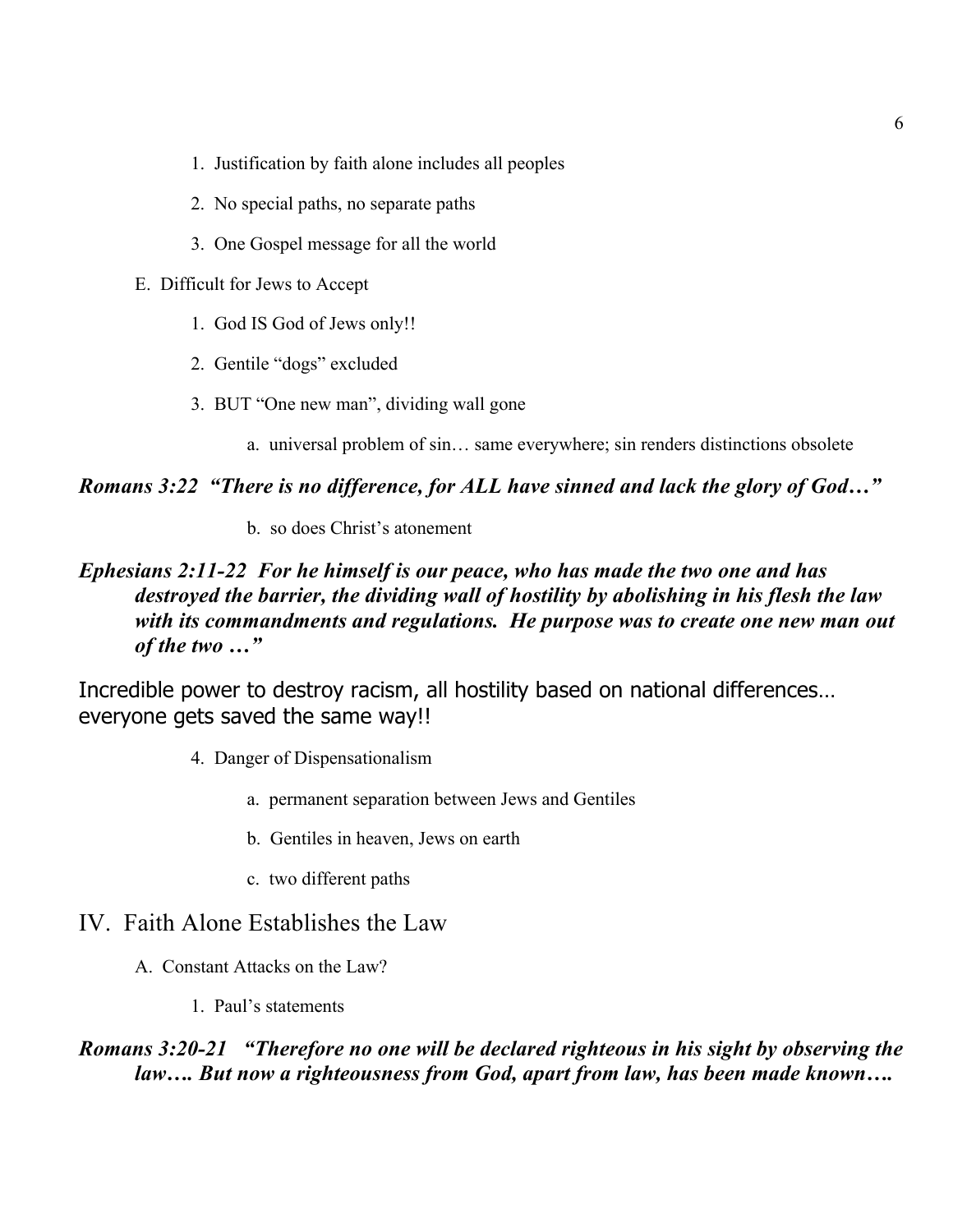1. Justification by faith alone includes all peoples
2. No special paths, no separate paths
3. One Gospel message for all the world

E. Difficult for Jews to Accept

1. God IS God of Jews only!!
2. Gentile “dogs” excluded
3. BUT “One new man”, dividing wall gone

   a. universal problem of sin… same everywhere; sin renders distinctions obsolete

***Romans 3:22  “There is no difference, for ALL have sinned and lack the glory of God…”***

   b. so does Christ’s atonement

***Ephesians 2:11-22  For he himself is our peace, who has made the two one and has destroyed the barrier, the dividing wall of hostility by abolishing in his flesh the law with its commandments and regulations.  He purpose was to create one new man out of the two …”***

Incredible power to destroy racism, all hostility based on national differences… everyone gets saved the same way!!

4. Danger of Dispensationalism

   a. permanent separation between Jews and Gentiles

   b. Gentiles in heaven, Jews on earth

   c. two different paths

# IV.  Faith Alone Establishes the Law

A. Constant Attacks on the Law?

1. Paul’s statements

***Romans 3:20-21   “Therefore no one will be declared righteous in his sight by observing the law…. But now a righteousness from God, apart from law, has been made known….***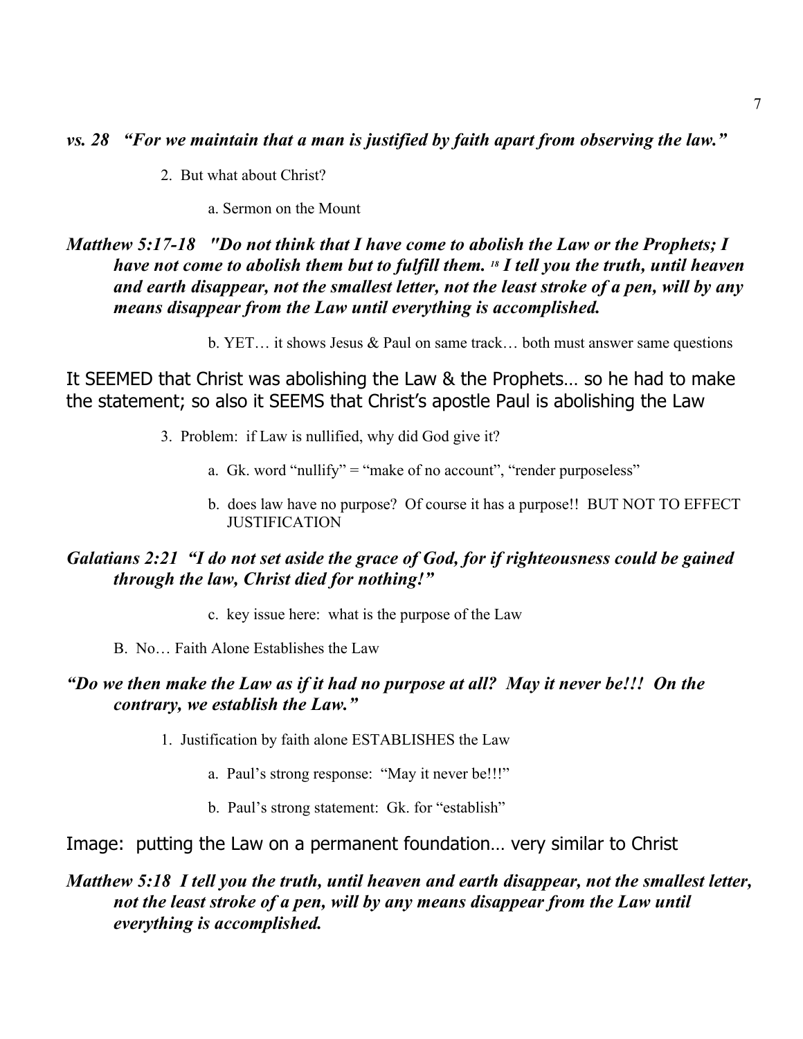***vs. 28 "For we maintain that a man is justified by faith apart from observing the law."***

2. But what about Christ?

    a. Sermon on the Mount

***Matthew 5:17-18 "Do not think that I have come to abolish the Law or the Prophets; I have not come to abolish them but to fulfill them. [18] I tell you the truth, until heaven and earth disappear, not the smallest letter, not the least stroke of a pen, will by any means disappear from the Law until everything is accomplished.***

    b. YET… it shows Jesus & Paul on same track… both must answer same questions

It SEEMED that Christ was abolishing the Law & the Prophets… so he had to make the statement; so also it SEEMS that Christ's apostle Paul is abolishing the Law

3. Problem: if Law is nullified, why did God give it?

    a. Gk. word "nullify" = "make of no account", "render purposeless"

    b. does law have no purpose? Of course it has a purpose!! BUT NOT TO EFFECT JUSTIFICATION

***Galatians 2:21 "I do not set aside the grace of God, for if righteousness could be gained through the law, Christ died for nothing!"***

    c. key issue here: what is the purpose of the Law

B. No… Faith Alone Establishes the Law

***"Do we then make the Law as if it had no purpose at all? May it never be!!! On the contrary, we establish the Law."***

1. Justification by faith alone ESTABLISHES the Law

    a. Paul's strong response: "May it never be!!!"

    b. Paul's strong statement: Gk. for "establish"

Image: putting the Law on a permanent foundation… very similar to Christ

***Matthew 5:18 I tell you the truth, until heaven and earth disappear, not the smallest letter, not the least stroke of a pen, will by any means disappear from the Law until everything is accomplished.***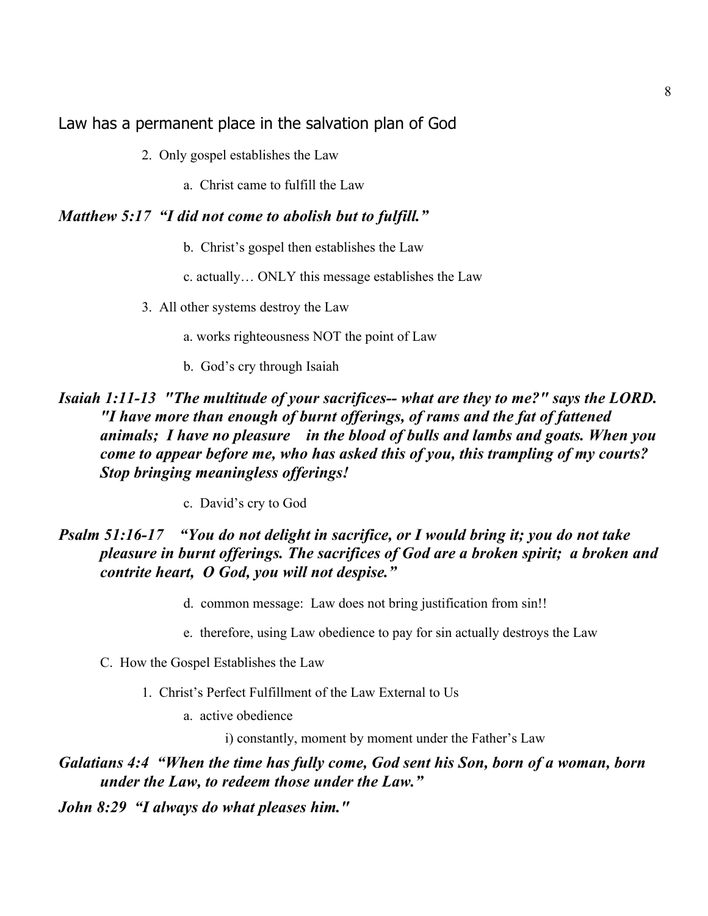Law has a permanent place in the salvation plan of God

2. Only gospel establishes the Law

   a. Christ came to fulfill the Law

***Matthew 5:17 "I did not come to abolish but to fulfill."***

   b. Christ's gospel then establishes the Law

   c. actually… ONLY this message establishes the Law

3. All other systems destroy the Law

   a. works righteousness NOT the point of Law

   b. God's cry through Isaiah

***Isaiah 1:11-13 "The multitude of your sacrifices-- what are they to me?" says the LORD. "I have more than enough of burnt offerings, of rams and the fat of fattened animals; I have no pleasure in the blood of bulls and lambs and goats. When you come to appear before me, who has asked this of you, this trampling of my courts? Stop bringing meaningless offerings!***

   c. David's cry to God

***Psalm 51:16-17 "You do not delight in sacrifice, or I would bring it; you do not take pleasure in burnt offerings. The sacrifices of God are a broken spirit; a broken and contrite heart, O God, you will not despise."***

   d. common message: Law does not bring justification from sin!!

   e. therefore, using Law obedience to pay for sin actually destroys the Law

C. How the Gospel Establishes the Law

1. Christ's Perfect Fulfillment of the Law External to Us

   a. active obedience

      i) constantly, moment by moment under the Father's Law

***Galatians 4:4 "When the time has fully come, God sent his Son, born of a woman, born under the Law, to redeem those under the Law."***

***John 8:29 "I always do what pleases him."***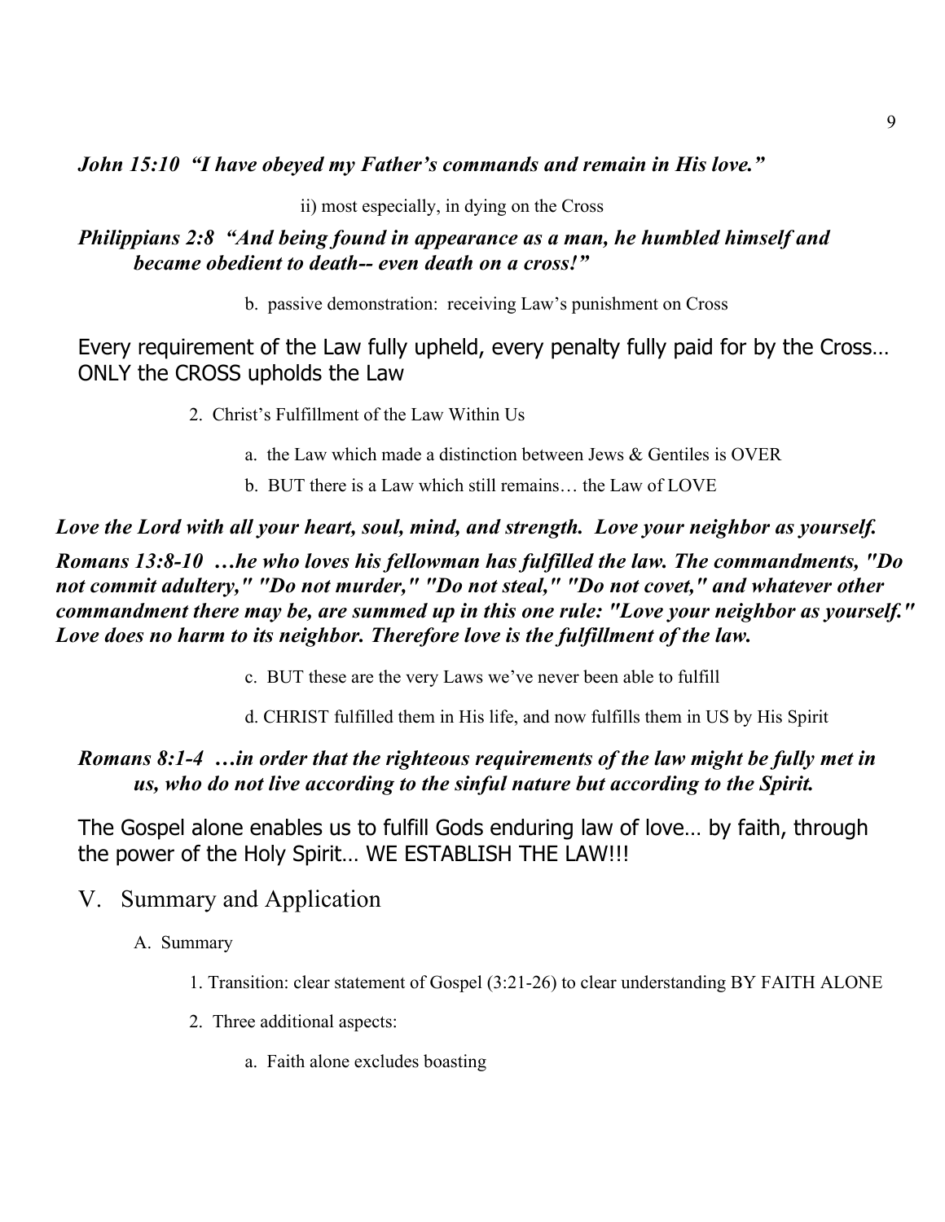***John 15:10 "I have obeyed my Father's commands and remain in His love."***

ii) most especially, in dying on the Cross

***Philippians 2:8 "And being found in appearance as a man, he humbled himself and became obedient to death-- even death on a cross!"***

b. passive demonstration: receiving Law's punishment on Cross

Every requirement of the Law fully upheld, every penalty fully paid for by the Cross… ONLY the CROSS upholds the Law

2. Christ's Fulfillment of the Law Within Us

a. the Law which made a distinction between Jews & Gentiles is OVER

b. BUT there is a Law which still remains… the Law of LOVE

***Love the Lord with all your heart, soul, mind, and strength. Love your neighbor as yourself.***

***Romans 13:8-10 …he who loves his fellowman has fulfilled the law. The commandments, "Do not commit adultery," "Do not murder," "Do not steal," "Do not covet," and whatever other commandment there may be, are summed up in this one rule: "Love your neighbor as yourself." Love does no harm to its neighbor. Therefore love is the fulfillment of the law.***

c. BUT these are the very Laws we've never been able to fulfill

d. CHRIST fulfilled them in His life, and now fulfills them in US by His Spirit

***Romans 8:1-4 …in order that the righteous requirements of the law might be fully met in us, who do not live according to the sinful nature but according to the Spirit.***

The Gospel alone enables us to fulfill Gods enduring law of love… by faith, through the power of the Holy Spirit… WE ESTABLISH THE LAW!!!

## V. Summary and Application

A. Summary

1. Transition: clear statement of Gospel (3:21-26) to clear understanding BY FAITH ALONE

2. Three additional aspects:

a. Faith alone excludes boasting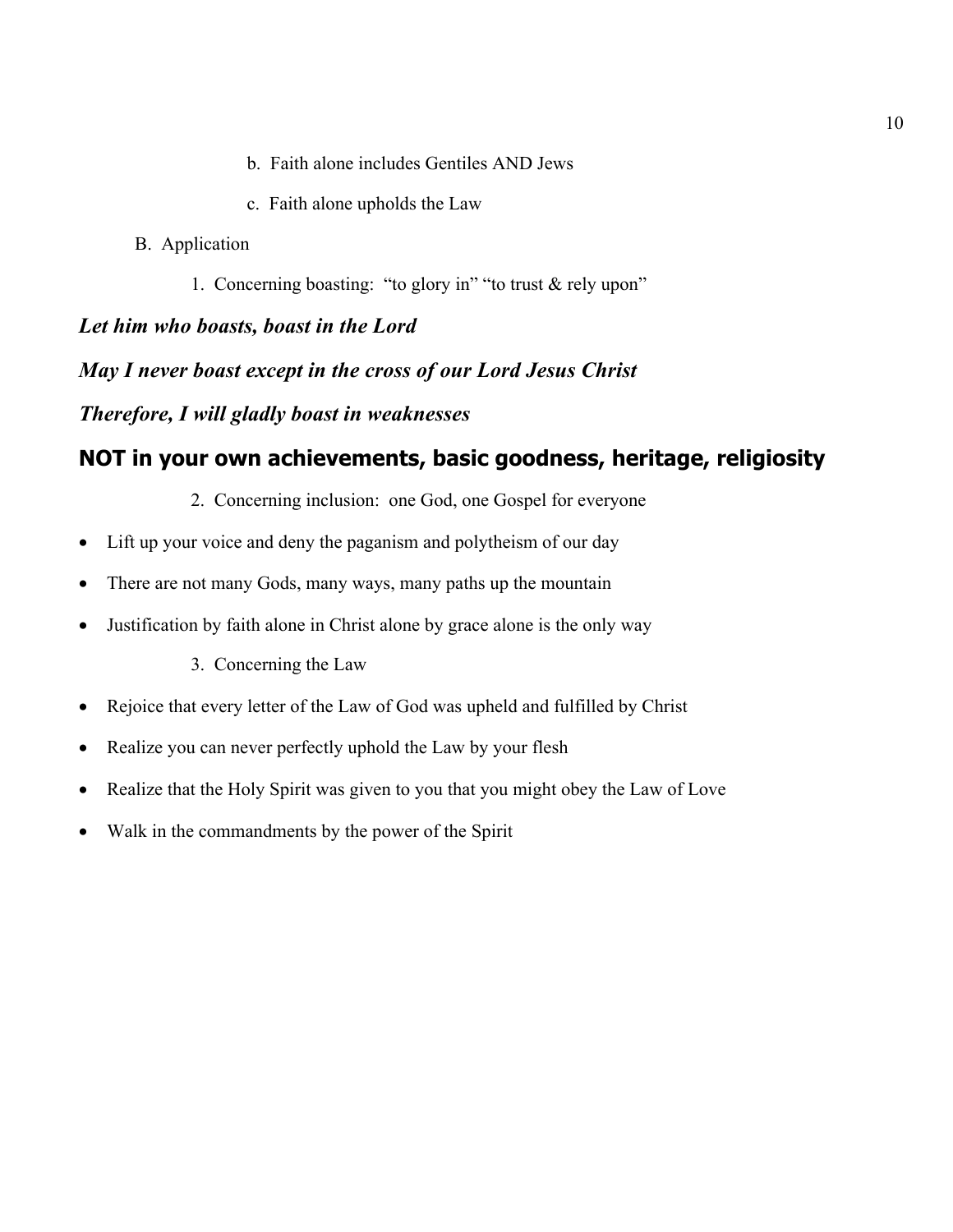b. Faith alone includes Gentiles AND Jews

c. Faith alone upholds the Law

B. Application

1. Concerning boasting: "to glory in" "to trust & rely upon"

***Let him who boasts, boast in the Lord***

***May I never boast except in the cross of our Lord Jesus Christ***

***Therefore, I will gladly boast in weaknesses***

**NOT in your own achievements, basic goodness, heritage, religiosity**

2. Concerning inclusion: one God, one Gospel for everyone

- Lift up your voice and deny the paganism and polytheism of our day
- There are not many Gods, many ways, many paths up the mountain
- Justification by faith alone in Christ alone by grace alone is the only way

3. Concerning the Law

- Rejoice that every letter of the Law of God was upheld and fulfilled by Christ
- Realize you can never perfectly uphold the Law by your flesh
- Realize that the Holy Spirit was given to you that you might obey the Law of Love
- Walk in the commandments by the power of the Spirit